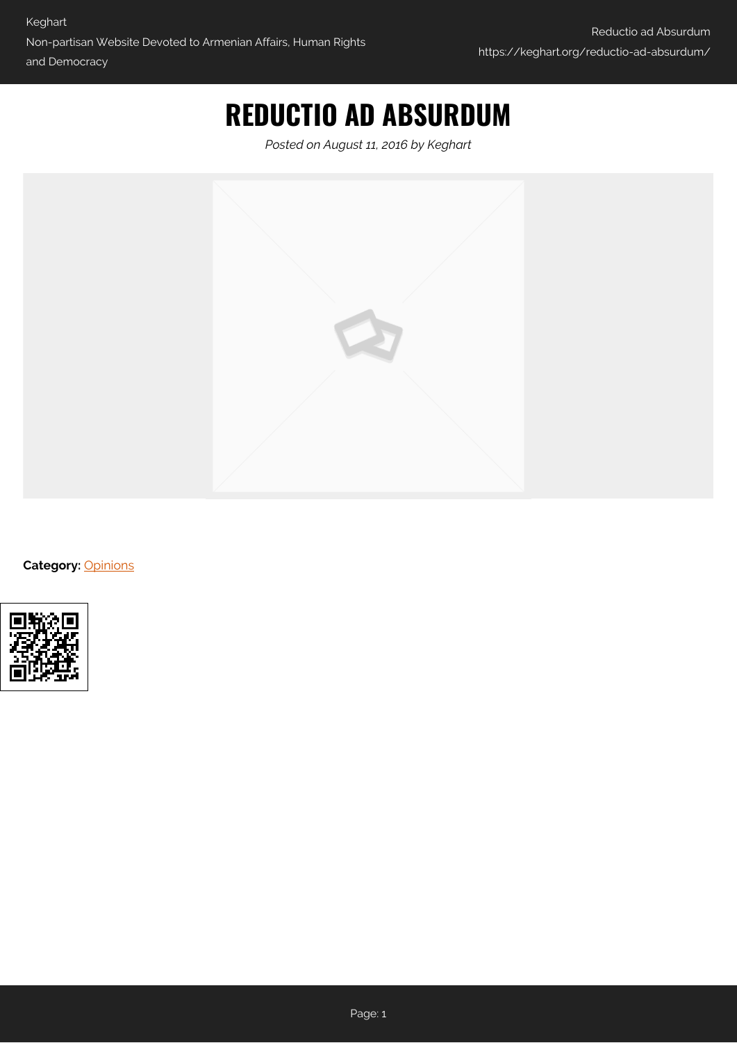# REDUCTIO AD ABSURDUM

*Posted on August 11, 2016 by Keghart*

**Category:** Opinions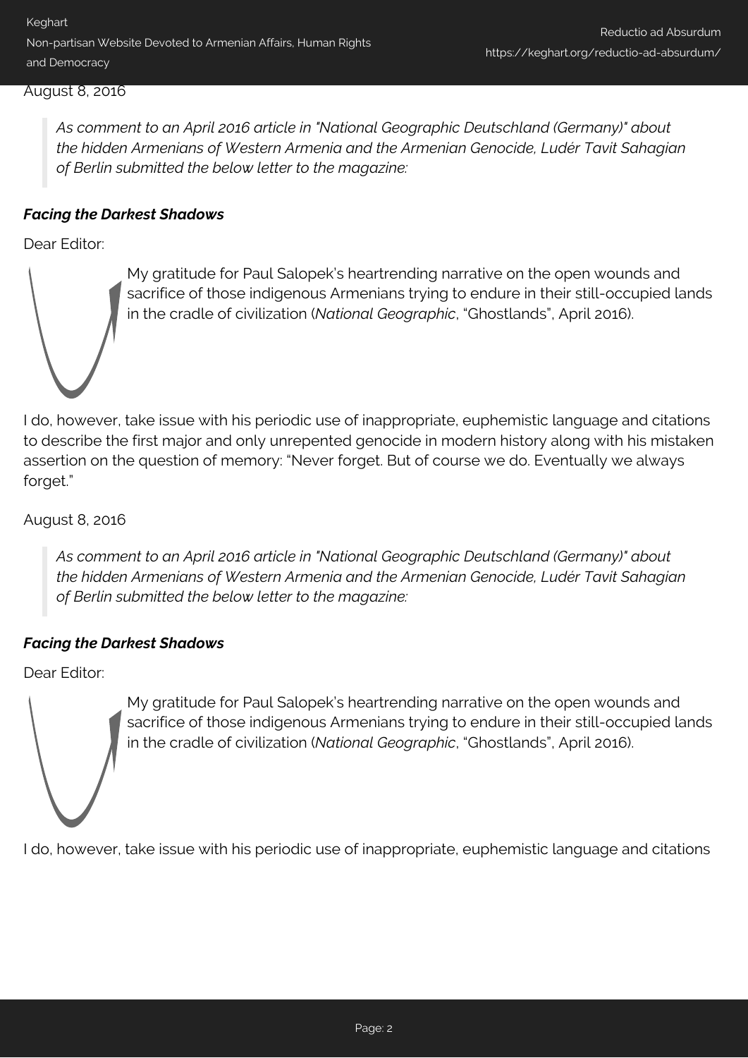August 8, 2016

> *As comment to an April 2016 article in "National Geographic Deutschland (Germany)" about the hidden Armenians of Western Armenia and the Armenian Genocide, Ludér Tavit Sahagian of Berlin submitted the below letter to the magazine:*

***Facing the Darkest Shadows***

Dear Editor:

My gratitude for Paul Salopek's heartrending narrative on the open wounds and sacrifice of those indigenous Armenians trying to endure in their still-occupied lands in the cradle of civilization (*National Geographic*, "Ghostlands", April 2016).

I do, however, take issue with his periodic use of inappropriate, euphemistic language and citations to describe the first major and only unrepented genocide in modern history along with his mistaken assertion on the question of memory: "Never forget. But of course we do. Eventually we always forget."

August 8, 2016

> *As comment to an April 2016 article in "National Geographic Deutschland (Germany)" about the hidden Armenians of Western Armenia and the Armenian Genocide, Ludér Tavit Sahagian of Berlin submitted the below letter to the magazine:*

***Facing the Darkest Shadows***

Dear Editor:

My gratitude for Paul Salopek's heartrending narrative on the open wounds and sacrifice of those indigenous Armenians trying to endure in their still-occupied lands in the cradle of civilization (*National Geographic*, "Ghostlands", April 2016).

I do, however, take issue with his periodic use of inappropriate, euphemistic language and citations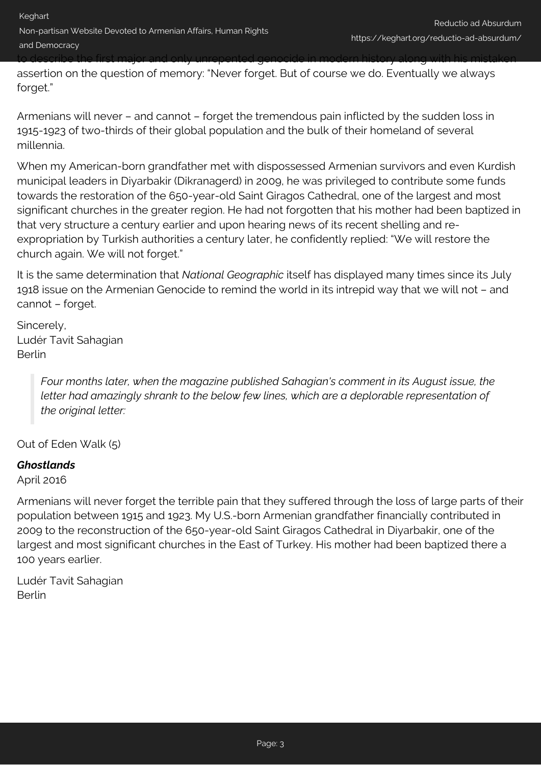to describe the first major and only unrepented genocide in modern history along with his mistaken assertion on the question of memory: "Never forget. But of course we do. Eventually we always forget."

Armenians will never – and cannot – forget the tremendous pain inflicted by the sudden loss in 1915-1923 of two-thirds of their global population and the bulk of their homeland of several millennia.

When my American-born grandfather met with dispossessed Armenian survivors and even Kurdish municipal leaders in Diyarbakir (Dikranagerd) in 2009, he was privileged to contribute some funds towards the restoration of the 650-year-old Saint Giragos Cathedral, one of the largest and most significant churches in the greater region. He had not forgotten that his mother had been baptized in that very structure a century earlier and upon hearing news of its recent shelling and re-expropriation by Turkish authorities a century later, he confidently replied: "We will restore the church again. We will not forget."

It is the same determination that *National Geographic* itself has displayed many times since its July 1918 issue on the Armenian Genocide to remind the world in its intrepid way that we will not – and cannot – forget.

Sincerely,
Ludér Tavit Sahagian
Berlin

> *Four months later, when the magazine published Sahagian's comment in its August issue, the letter had amazingly shrank to the below few lines, which are a deplorable representation of the original letter:*

Out of Eden Walk (5)

***Ghostlands***
April 2016

Armenians will never forget the terrible pain that they suffered through the loss of large parts of their population between 1915 and 1923. My U.S.-born Armenian grandfather financially contributed in 2009 to the reconstruction of the 650-year-old Saint Giragos Cathedral in Diyarbakir, one of the largest and most significant churches in the East of Turkey. His mother had been baptized there a 100 years earlier.

Ludér Tavit Sahagian
Berlin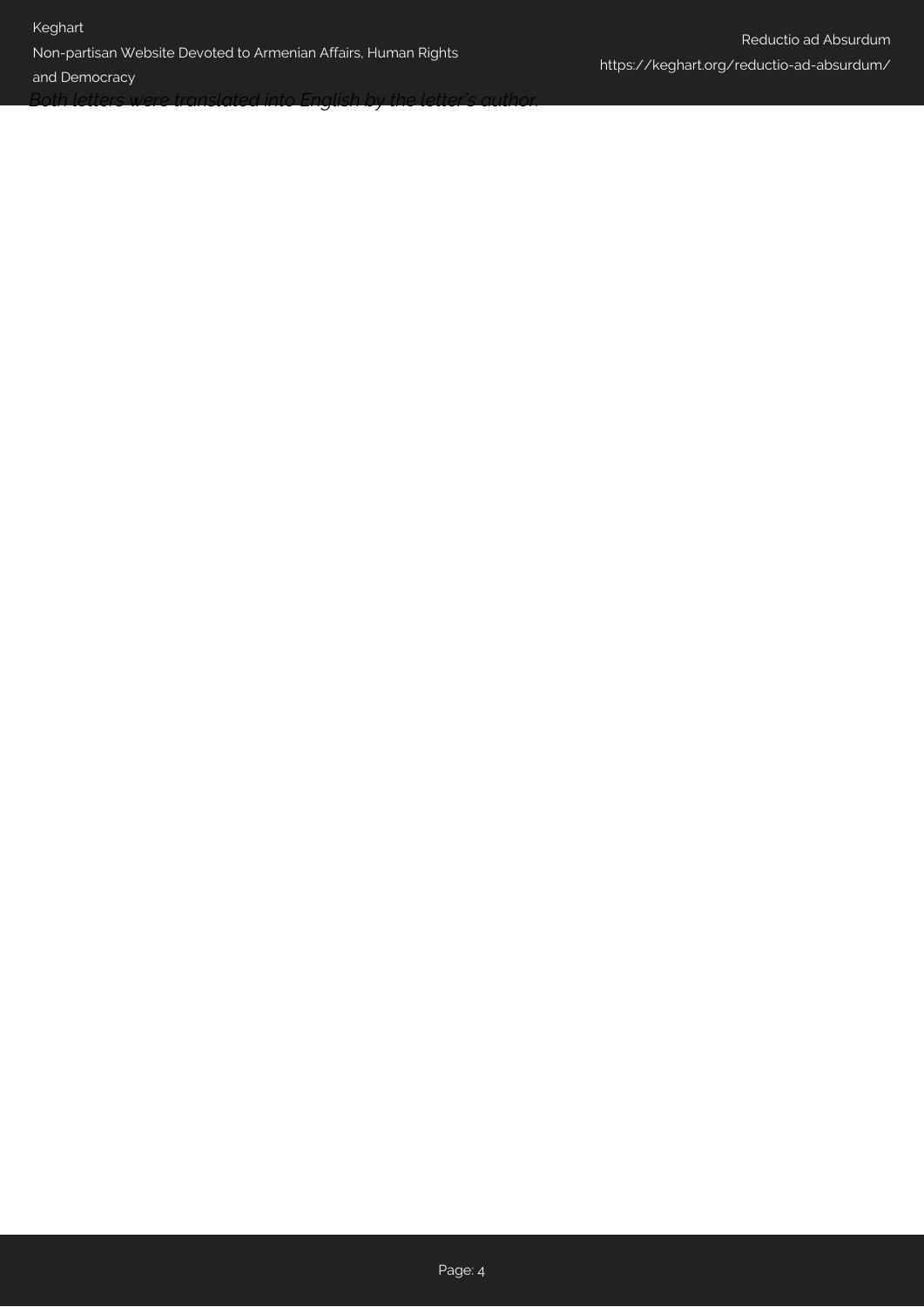*Both letters were translated into English by the letter's author.*